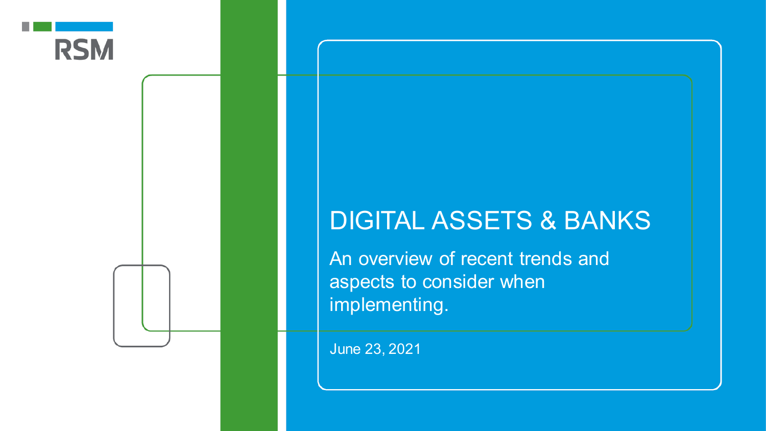RSM

# DIGITAL ASSETS & BANKS

An overview of recent trends and aspects to consider when implementing.

June 23, 2021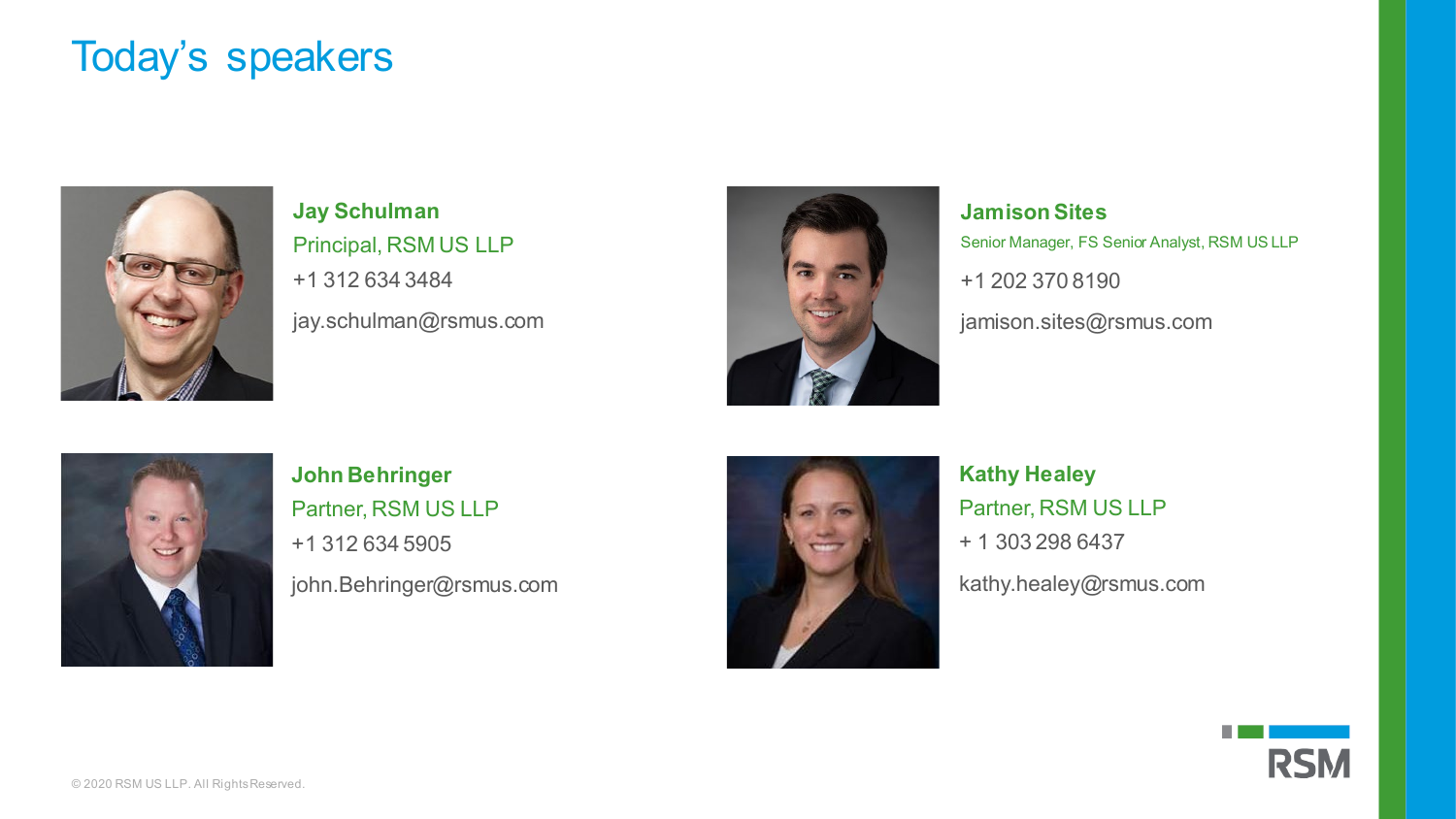# Today's speakers

**Jay Schulman**
Principal, RSM US LLP
+1 312 634 3484
jay.schulman@rsmus.com

**Jamison Sites**
Senior Manager, FS Senior Analyst, RSM US LLP
+1 202 370 8190
jamison.sites@rsmus.com

**John Behringer**
Partner, RSM US LLP
+1 312 634 5905
john.Behringer@rsmus.com

**Kathy Healey**
Partner, RSM US LLP
+ 1 303 298 6437
kathy.healey@rsmus.com

© 2020 RSM US LLP. All Rights Reserved.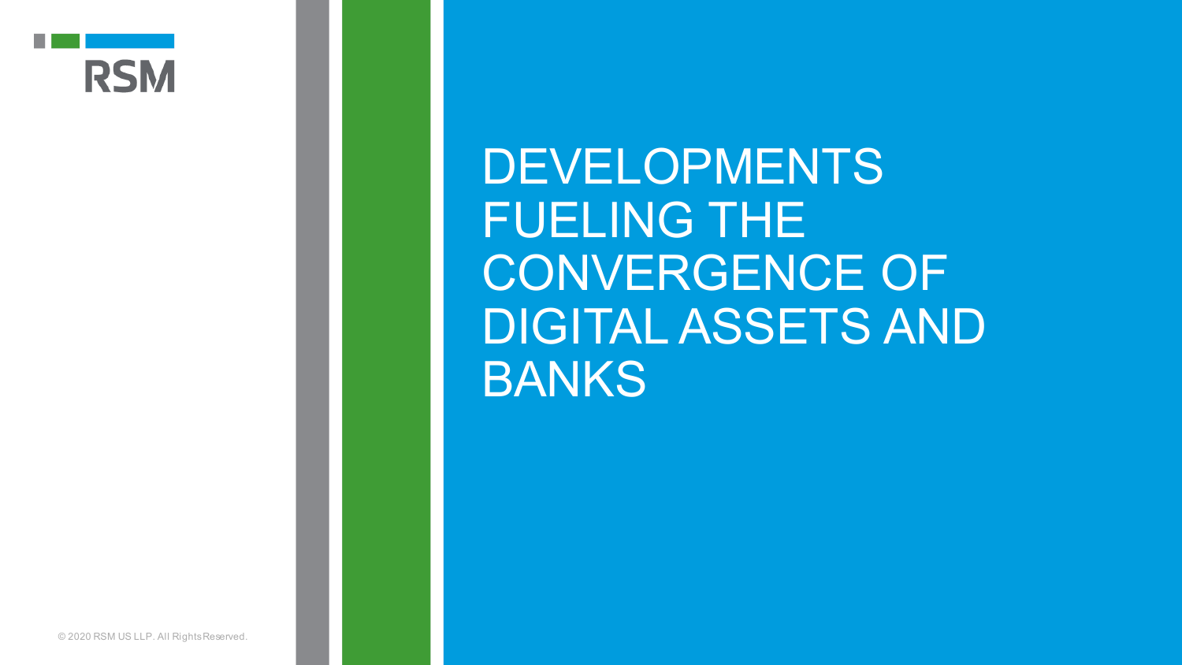# DEVELOPMENTS FUELING THE CONVERGENCE OF DIGITAL ASSETS AND BANKS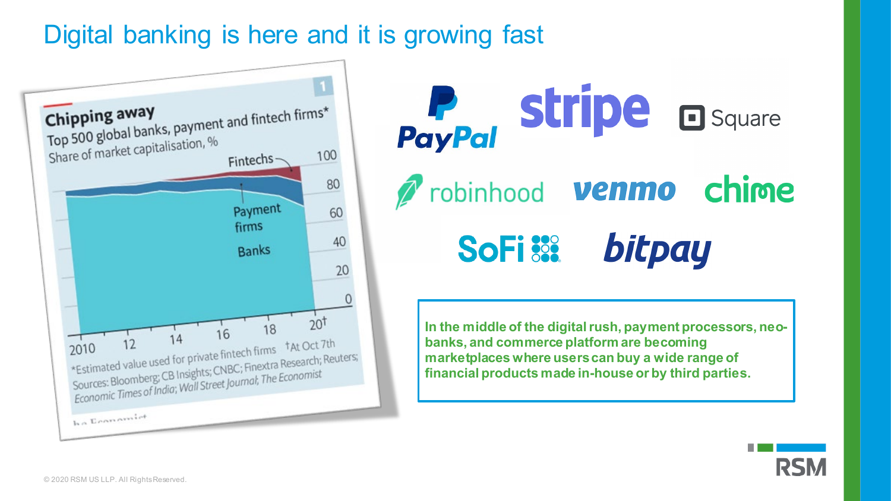# Digital banking is here and it is growing fast

**Chipping away**

Top 500 global banks, payment and fintech firms*

Share of market capitalisation, %

Fintechs

Payment firms

Banks

2010, 12, 14, 16, 18, 20†

*Estimated value used for private fintech firms †At Oct 7th

Sources: Bloomberg; CB Insights; CNBC; Finextra Research; Reuters; Economic Times of India; Wall Street Journal; The Economist

PayPal, stripe, Square, robinhood, venmo, chime, SoFi, bitpay

**In the middle of the digital rush, payment processors, neo-banks, and commerce platform are becoming marketplaces where users can buy a wide range of financial products made in-house or by third parties.**

© 2020 RSM US LLP. All Rights Reserved.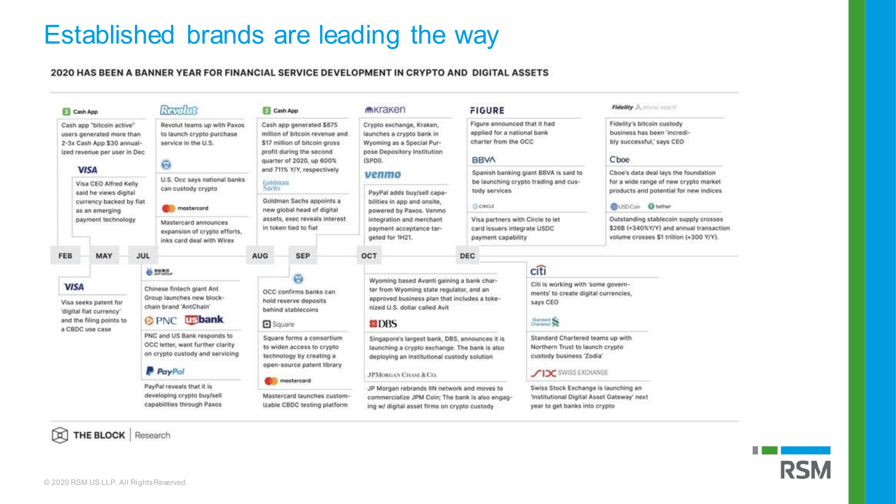# Established brands are leading the way

**2020 HAS BEEN A BANNER YEAR FOR FINANCIAL SERVICE DEVELOPMENT IN CRYPTO AND DIGITAL ASSETS**

**FEB**

- **Cash App** — Cash app "bitcoin active" users generated more than 2-3x Cash App $30 annualized revenue per user in Dec
- **VISA** — Visa seeks patent for 'digital fiat currency' and the filing points to a CBDC use case

**MAY**

- **VISA** — Visa CEO Alfred Kelly said he views digital currency backed by fiat as an emerging payment technology

**JUL**

- **Revolut** — Revolut teams up with Paxos to launch crypto purchase service in the U.S.
- **OCC** — U.S. Occ says national banks can custody crypto
- **mastercard** — Mastercard announces expansion of crypto efforts, inks card deal with Wirex
- **Ant Group** — Chinese fintech giant Ant Group launches new blockchain brand 'AntChain'
- **PNC / usbank** — PNC and US Bank responds to OCC letter, want further clarity on crypto custody and servicing
- **PayPal** — PayPal reveals that it is developing crypto buy/sell capabilities through Paxos

**AUG**

- **Cash App** — Cash app generated $875 million of bitcoin revenue and $17 million of bitcoin gross profit during the second quarter of 2020, up 600% and 711% Y/Y, respectively
- **Goldman Sachs** — Goldman Sachs appoints a new global head of digital assets, exec reveals interest in token tied to fiat

**SEP**

- **OCC** — OCC confirms banks can hold reserve deposits behind stablecoins
- **Square** — Square forms a consortium to widen access to crypto technology by creating a open-source patent library
- **mastercard** — Mastercard launches customizable CBDC testing platform

**OCT**

- **Kraken** — Crypto exchange, Kraken, launches a crypto bank in Wyoming as a Special Purpose Depository Institution (SPDI).
- **venmo** — PayPal adds buy/sell capabilities in app and onsite, powered by Paxos. Venmo integration and merchant payment acceptance targeted for 1H21.
- **Avanti** — Wyoming based Avanti gaining a bank charter from Wyoming state regulator, and an approved business plan that includes a tokenized U.S. dollar called Avit
- **DBS** — Singapore's largest bank, DBS, announces it is launching a crypto exchange. The bank is also deploying an institutional custody solution
- **JPMorgan Chase & Co.** — JP Morgan rebrands IIN network and moves to commercialize JPM Coin; The bank is also engaging w/ digital asset firms on crypto custody

**DEC**

- **FIGURE** — Figure announced that it had applied for a national bank charter from the OCC
- **BBVA** — Spanish banking giant BBVA is said to be launching crypto trading and custody services
- **Circle** — Visa partners with Circle to let card issuers integrate USDC payment capability
- **Fidelity Digital Assets** — Fidelity's bitcoin custody business has been 'incredibly successful,' says CEO
- **Cboe** — Cboe's data deal lays the foundation for a wide range of new crypto market products and potential for new indices
- **USD Coin / tether** — Outstanding stablecoin supply crosses $26B (+340%Y/Y) and annual transaction volume crosses $1 trillion (+300 Y/Y).
- **citi** — Citi is working with 'some governments' to create digital currencies, says CEO
- **Standard Chartered** — Standard Chartered teams up with Northern Trust to launch crypto custody business 'Zodia'
- **SIX Swiss Exchange** — Swiss Stock Exchange is launching an 'Institutional Digital Asset Gateway' next year to get banks into crypto

THE BLOCK | Research

© 2020 RSM US LLP. All Rights Reserved.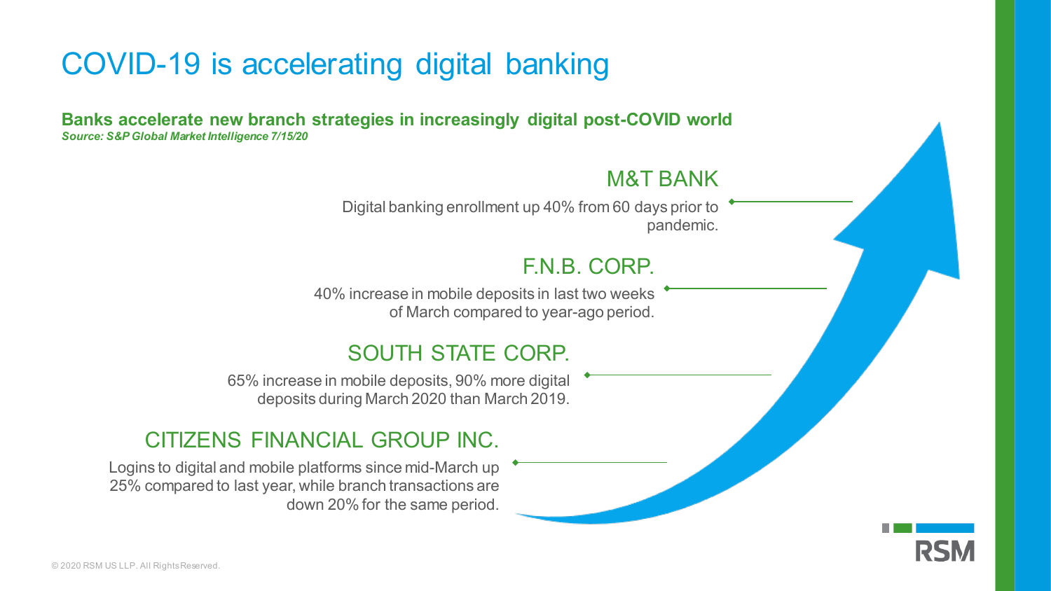# COVID-19 is accelerating digital banking

**Banks accelerate new branch strategies in increasingly digital post-COVID world**
***Source: S&P Global Market Intelligence 7/15/20***

## M&T BANK

Digital banking enrollment up 40% from 60 days prior to pandemic.

## F.N.B. CORP.

40% increase in mobile deposits in last two weeks of March compared to year-ago period.

## SOUTH STATE CORP.

65% increase in mobile deposits, 90% more digital deposits during March 2020 than March 2019.

## CITIZENS FINANCIAL GROUP INC.

Logins to digital and mobile platforms since mid-March up 25% compared to last year, while branch transactions are down 20% for the same period.

© 2020 RSM US LLP. All Rights Reserved.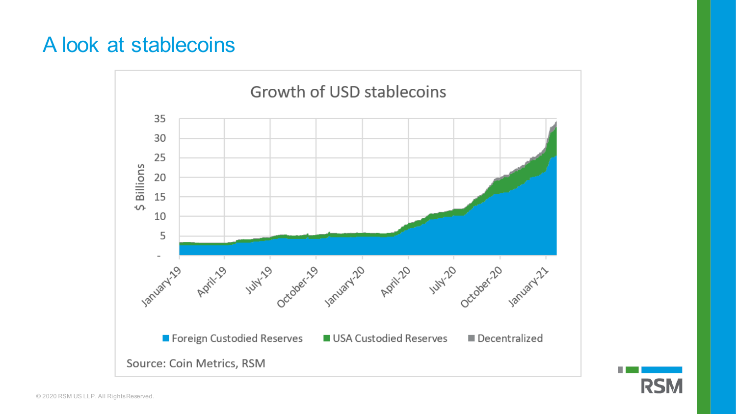# A look at stablecoins

Growth of USD stablecoins

Source: Coin Metrics, RSM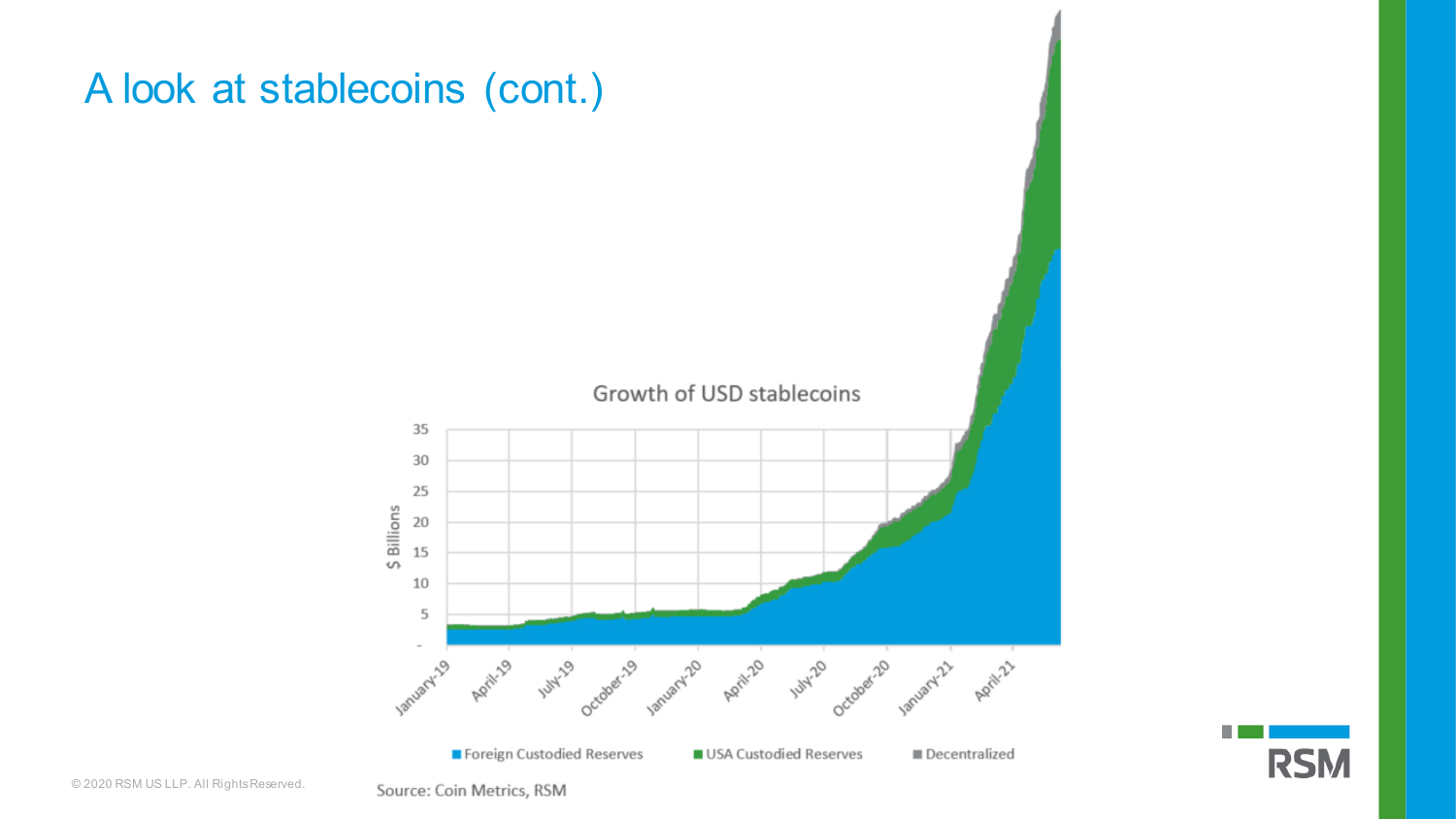# A look at stablecoins (cont.)

Growth of USD stablecoins

$ Billions

Foreign Custodied Reserves | USA Custodied Reserves | Decentralized

Source: Coin Metrics, RSM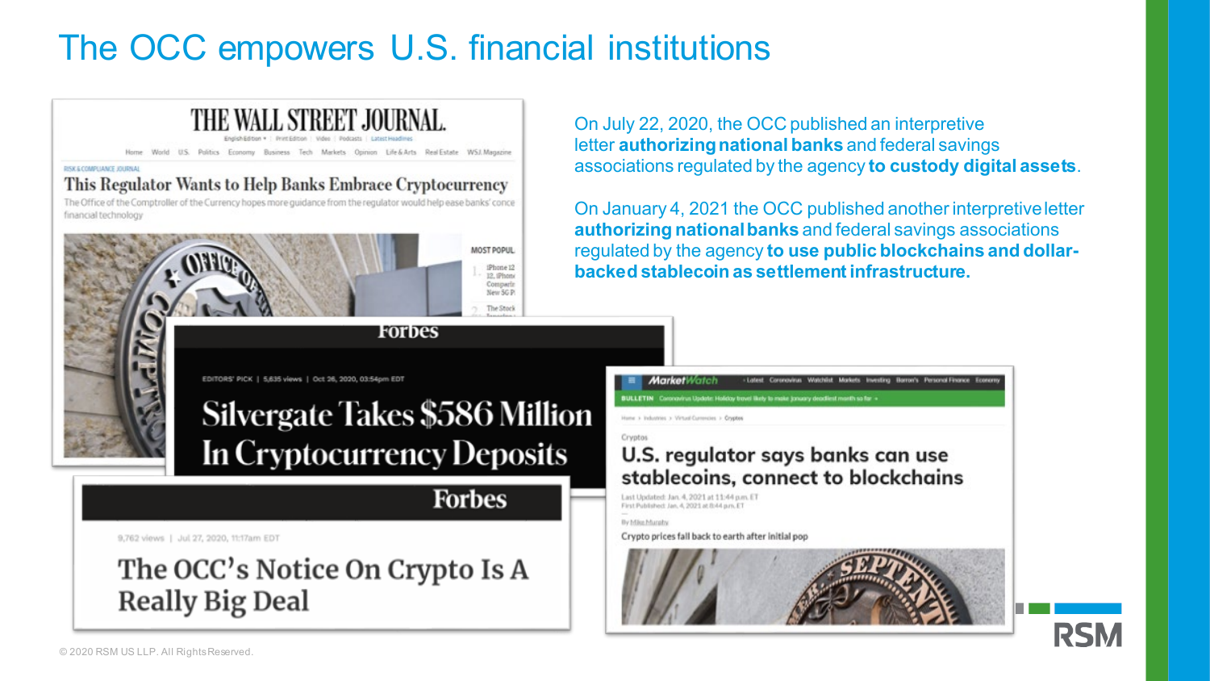# The OCC empowers U.S. financial institutions

On July 22, 2020, the OCC published an interpretive letter **authorizing national banks** and federal savings associations regulated by the agency **to custody digital assets**.

On January 4, 2021 the OCC published another interpretive letter **authorizing national banks** and federal savings associations regulated by the agency **to use public blockchains and dollar-backed stablecoin as settlement infrastructure.**

**THE WALL STREET JOURNAL.**

RISK & COMPLIANCE JOURNAL

**This Regulator Wants to Help Banks Embrace Cryptocurrency**

The Office of the Comptroller of the Currency hopes more guidance from the regulator would help ease banks' conce financial technology

**Forbes**

EDITORS' PICK | 5,635 views | Oct 26, 2020, 03:54pm EDT

**Silvergate Takes $586 Million In Cryptocurrency Deposits**

**Forbes**

9,762 views | Jul 27, 2020, 11:17am EDT

**The OCC's Notice On Crypto Is A Really Big Deal**

**MarketWatch**

Cryptos

**U.S. regulator says banks can use stablecoins, connect to blockchains**

Last Updated: Jan. 4, 2021 at 11:44 p.m. ET
First Published: Jan. 4, 2021 at 8:44 p.m. ET

By Mike Murphy

Crypto prices fall back to earth after initial pop

© 2020 RSM US LLP. All Rights Reserved.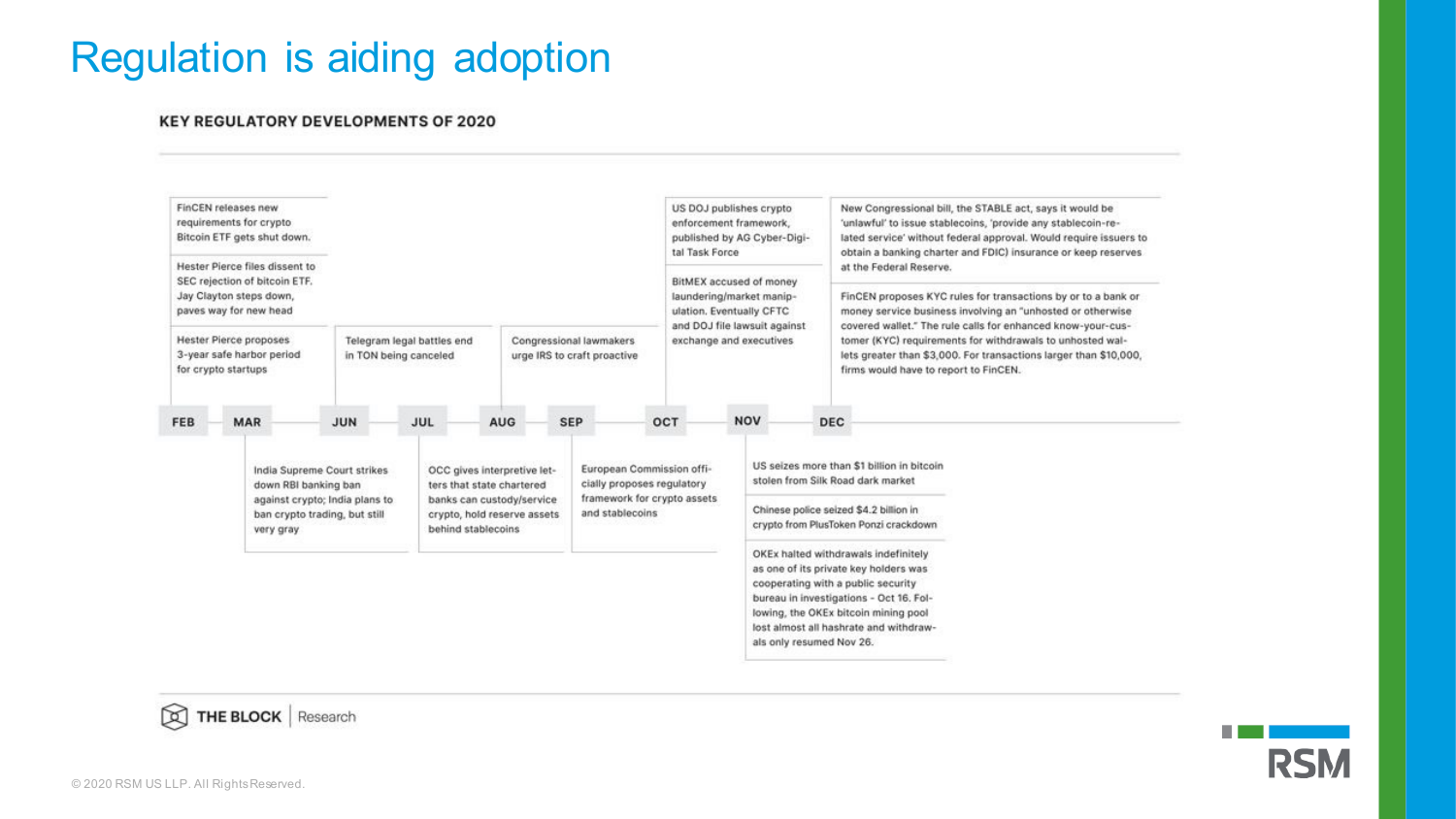# Regulation is aiding adoption

## KEY REGULATORY DEVELOPMENTS OF 2020

**FEB**

- FinCEN releases new requirements for crypto Bitcoin ETF gets shut down.
- Hester Pierce files dissent to SEC rejection of bitcoin ETF. Jay Clayton steps down, paves way for new head
- Hester Pierce proposes 3-year safe harbor period for crypto startups

**MAR**

- India Supreme Court strikes down RBI banking ban against crypto; India plans to ban crypto trading, but still very gray

**JUN**

- Telegram legal battles end in TON being canceled

**JUL**

- OCC gives interpretive letters that state chartered banks can custody/service crypto, hold reserve assets behind stablecoins

**AUG**

- Congressional lawmakers urge IRS to craft proactive

**SEP**

- European Commission officially proposes regulatory framework for crypto assets and stablecoins

**OCT**

- US DOJ publishes crypto enforcement framework, published by AG Cyber-Digital Task Force
- BitMEX accused of money laundering/market manipulation. Eventually CFTC and DOJ file lawsuit against exchange and executives

**NOV**

- US seizes more than $1 billion in bitcoin stolen from Silk Road dark market
- Chinese police seized $4.2 billion in crypto from PlusToken Ponzi crackdown
- OKEx halted withdrawals indefinitely as one of its private key holders was cooperating with a public security bureau in investigations - Oct 16. Following, the OKEx bitcoin mining pool lost almost all hashrate and withdrawals only resumed Nov 26.

**DEC**

- New Congressional bill, the STABLE act, says it would be 'unlawful' to issue stablecoins, 'provide any stablecoin-related service' without federal approval. Would require issuers to obtain a banking charter and FDIC) insurance or keep reserves at the Federal Reserve.
- FinCEN proposes KYC rules for transactions by or to a bank or money service business involving an "unhosted or otherwise covered wallet." The rule calls for enhanced know-your-customer (KYC) requirements for withdrawals to unhosted wallets greater than $3,000. For transactions larger than $10,000, firms would have to report to FinCEN.

THE BLOCK | Research

© 2020 RSM US LLP. All Rights Reserved.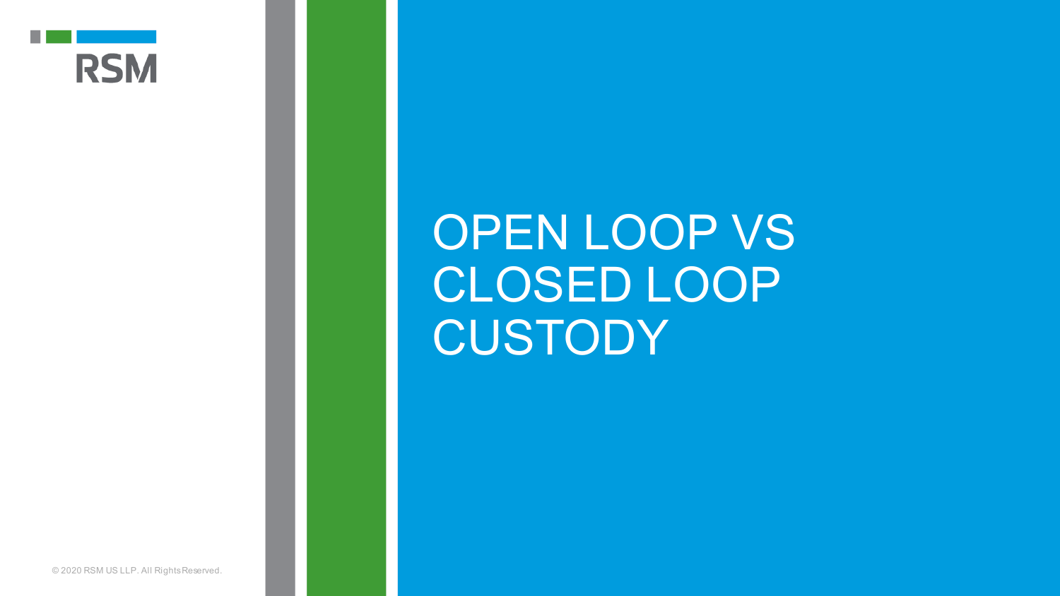# OPEN LOOP VS CLOSED LOOP CUSTODY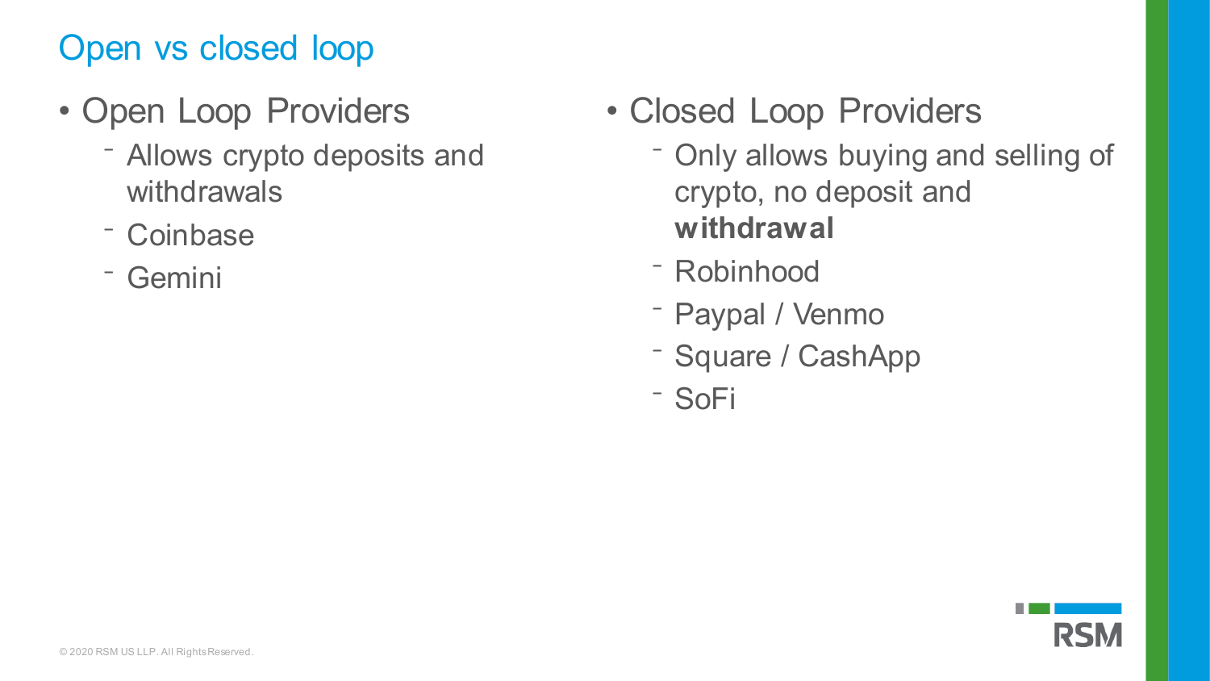# Open vs closed loop

- Open Loop Providers
  - Allows crypto deposits and withdrawals
  - Coinbase
  - Gemini

- Closed Loop Providers
  - Only allows buying and selling of crypto, no deposit and **withdrawal**
  - Robinhood
  - Paypal / Venmo
  - Square / CashApp
  - SoFi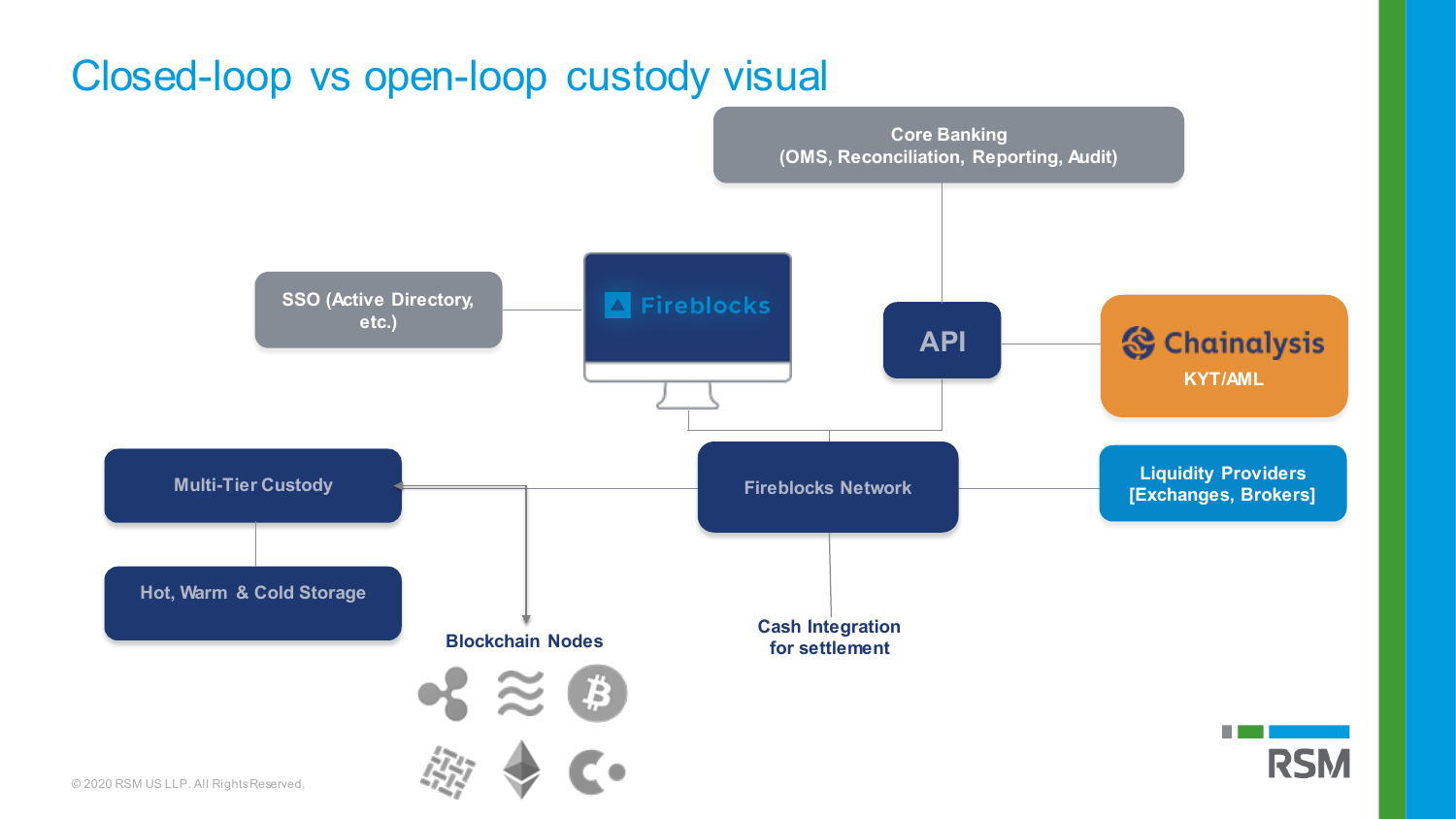# Closed-loop vs open-loop custody visual

Core Banking
(OMS, Reconciliation, Reporting, Audit)

SSO (Active Directory, etc.)

Fireblocks

API

Chainalysis
KYT/AML

Multi-Tier Custody

Fireblocks Network

Liquidity Providers
[Exchanges, Brokers]

Hot, Warm & Cold Storage

Blockchain Nodes

Cash Integration
for settlement

© 2020 RSM US LLP. All Rights Reserved.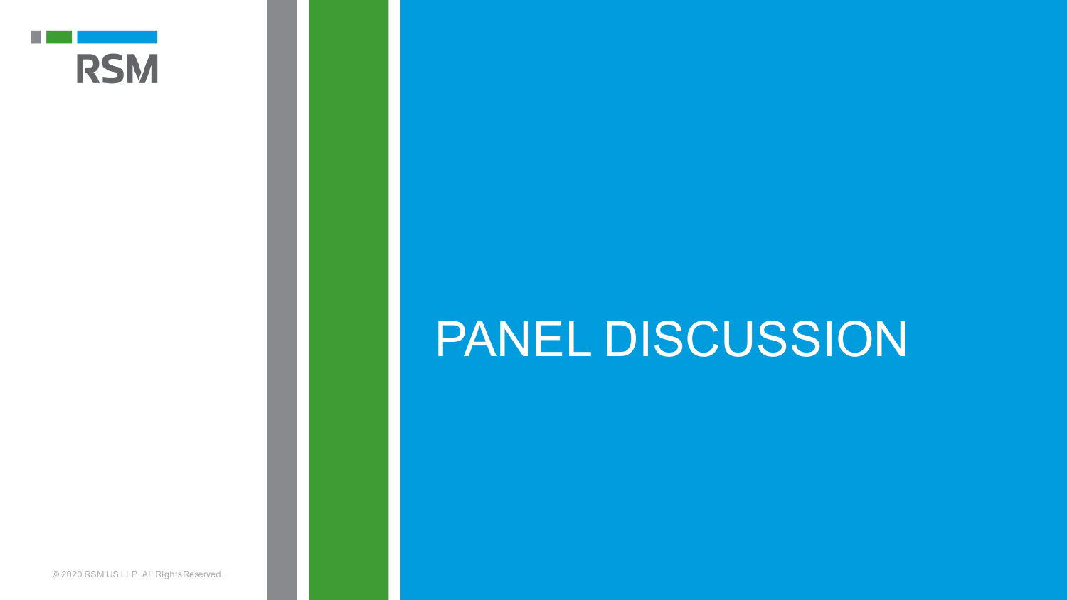# PANEL DISCUSSION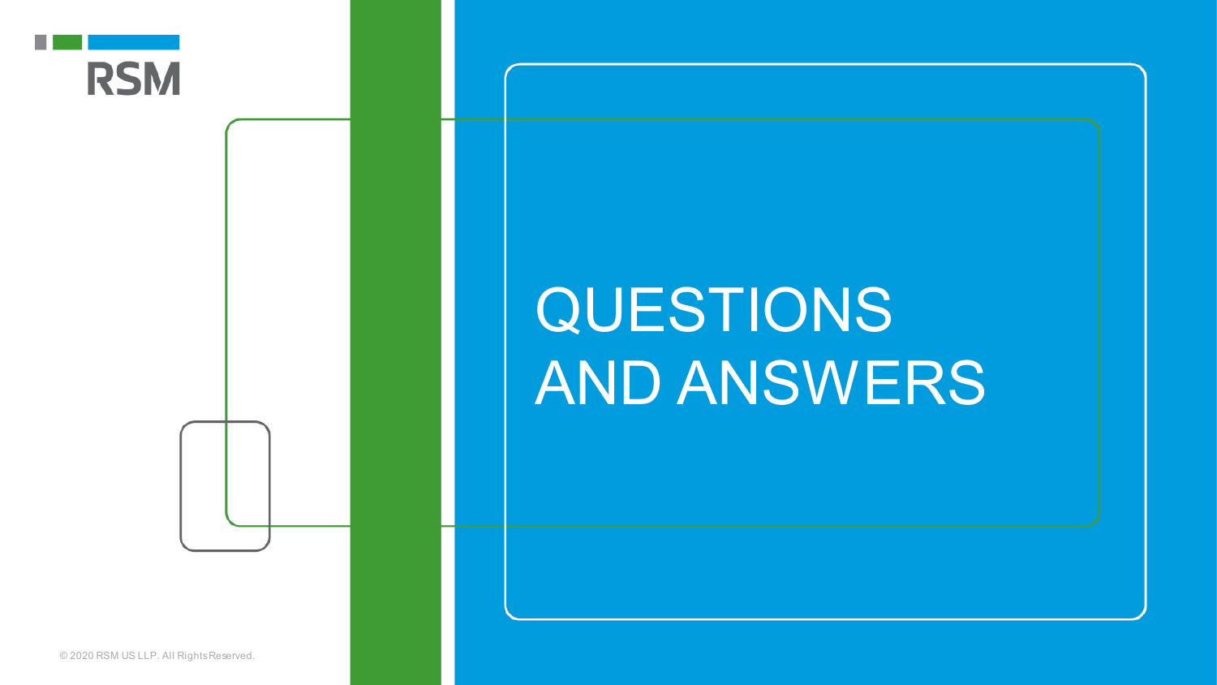# QUESTIONS AND ANSWERS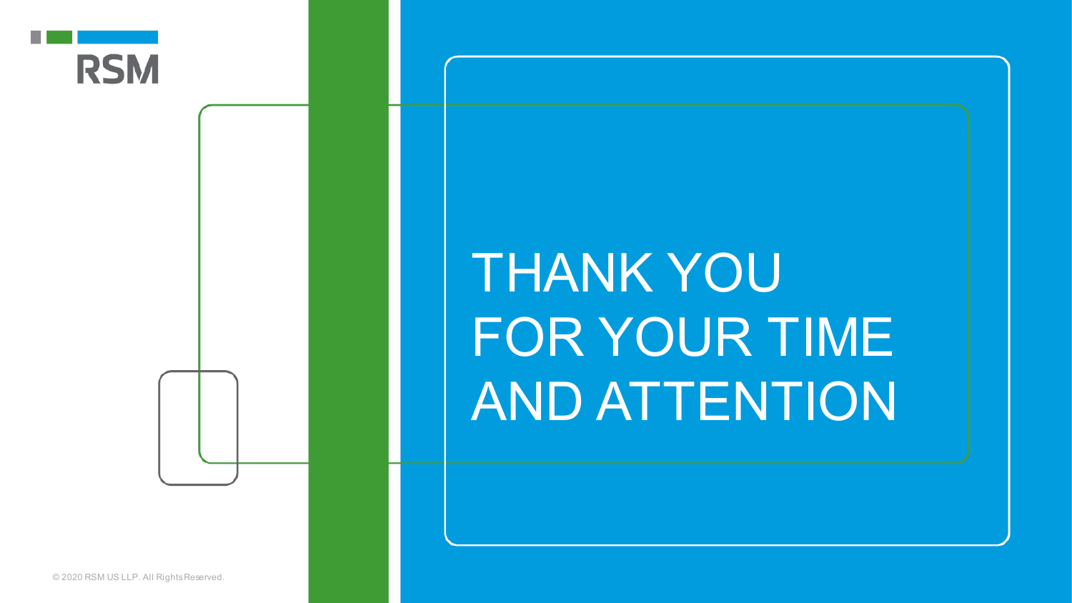# THANK YOU FOR YOUR TIME AND ATTENTION

© 2020 RSM US LLP. All Rights Reserved.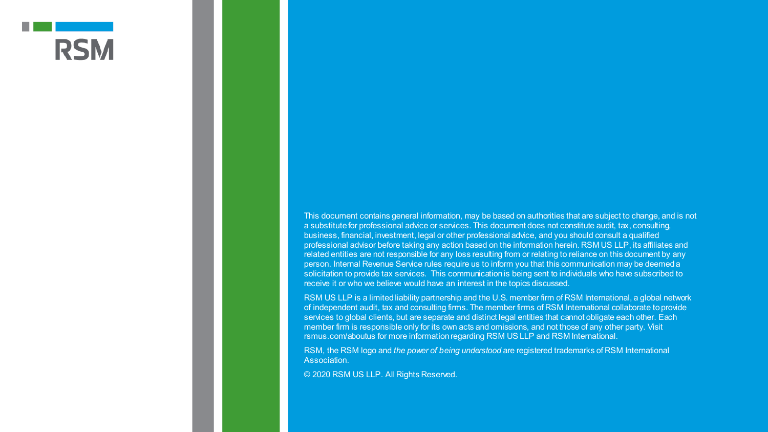RSM

This document contains general information, may be based on authorities that are subject to change, and is not a substitute for professional advice or services. This document does not constitute audit, tax, consulting, business, financial, investment, legal or other professional advice, and you should consult a qualified professional advisor before taking any action based on the information herein. RSM US LLP, its affiliates and related entities are not responsible for any loss resulting from or relating to reliance on this document by any person. Internal Revenue Service rules require us to inform you that this communication may be deemed a solicitation to provide tax services. This communication is being sent to individuals who have subscribed to receive it or who we believe would have an interest in the topics discussed.

RSM US LLP is a limited liability partnership and the U.S. member firm of RSM International, a global network of independent audit, tax and consulting firms. The member firms of RSM International collaborate to provide services to global clients, but are separate and distinct legal entities that cannot obligate each other. Each member firm is responsible only for its own acts and omissions, and not those of any other party. Visit rsmus.com/aboutus for more information regarding RSM US LLP and RSM International.

RSM, the RSM logo and *the power of being understood* are registered trademarks of RSM International Association.

© 2020 RSM US LLP. All Rights Reserved.